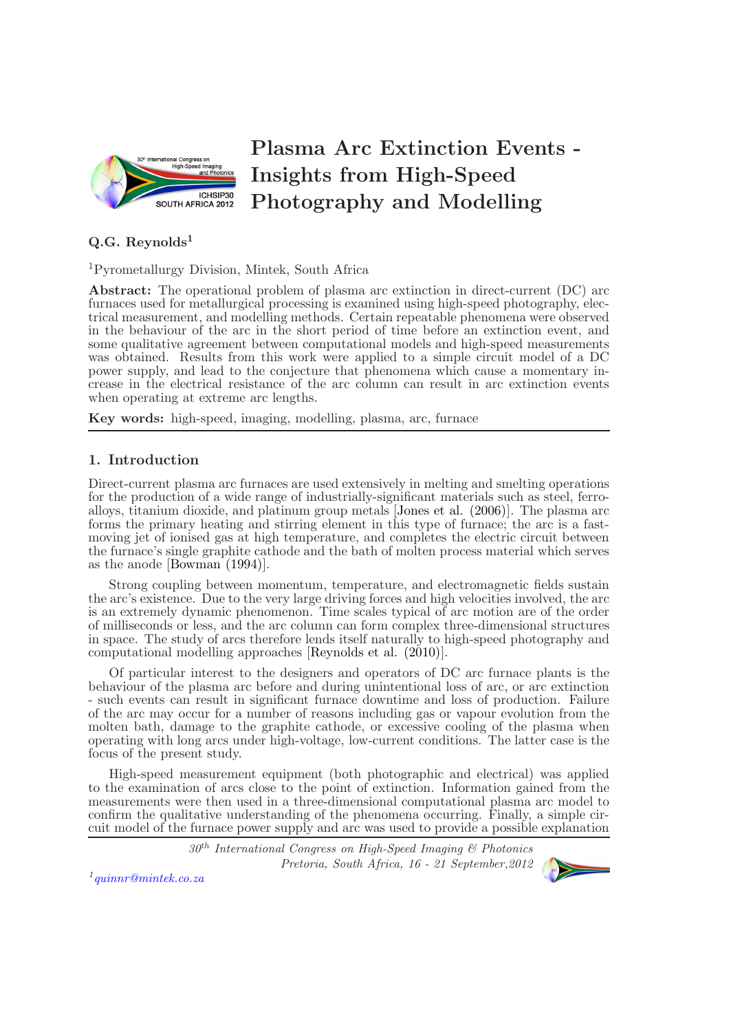# Plasma Arc Extinction Events - Insights from High-Speed Photography and Modelling

**Q.G. Reynolds**[1]

[1]Pyrometallurgy Division, Mintek, South Africa

**Abstract:** The operational problem of plasma arc extinction in direct-current (DC) arc furnaces used for metallurgical processing is examined using high-speed photography, electrical measurement, and modelling methods. Certain repeatable phenomena were observed in the behaviour of the arc in the short period of time before an extinction event, and some qualitative agreement between computational models and high-speed measurements was obtained. Results from this work were applied to a simple circuit model of a DC power supply, and lead to the conjecture that phenomena which cause a momentary increase in the electrical resistance of the arc column can result in arc extinction events when operating at extreme arc lengths.

**Key words:** high-speed, imaging, modelling, plasma, arc, furnace

## 1. Introduction

Direct-current plasma arc furnaces are used extensively in melting and smelting operations for the production of a wide range of industrially-significant materials such as steel, ferro-alloys, titanium dioxide, and platinum group metals [Jones et al. (2006)]. The plasma arc forms the primary heating and stirring element in this type of furnace; the arc is a fast-moving jet of ionised gas at high temperature, and completes the electric circuit between the furnace's single graphite cathode and the bath of molten process material which serves as the anode [Bowman (1994)].

Strong coupling between momentum, temperature, and electromagnetic fields sustain the arc's existence. Due to the very large driving forces and high velocities involved, the arc is an extremely dynamic phenomenon. Time scales typical of arc motion are of the order of milliseconds or less, and the arc column can form complex three-dimensional structures in space. The study of arcs therefore lends itself naturally to high-speed photography and computational modelling approaches [Reynolds et al. (2010)].

Of particular interest to the designers and operators of DC arc furnace plants is the behaviour of the plasma arc before and during unintentional loss of arc, or arc extinction - such events can result in significant furnace downtime and loss of production. Failure of the arc may occur for a number of reasons including gas or vapour evolution from the molten bath, damage to the graphite cathode, or excessive cooling of the plasma when operating with long arcs under high-voltage, low-current conditions. The latter case is the focus of the present study.

High-speed measurement equipment (both photographic and electrical) was applied to the examination of arcs close to the point of extinction. Information gained from the measurements were then used in a three-dimensional computational plasma arc model to confirm the qualitative understanding of the phenomena occurring. Finally, a simple circuit model of the furnace power supply and arc was used to provide a possible explanation

[1]quinnr@mintek.co.za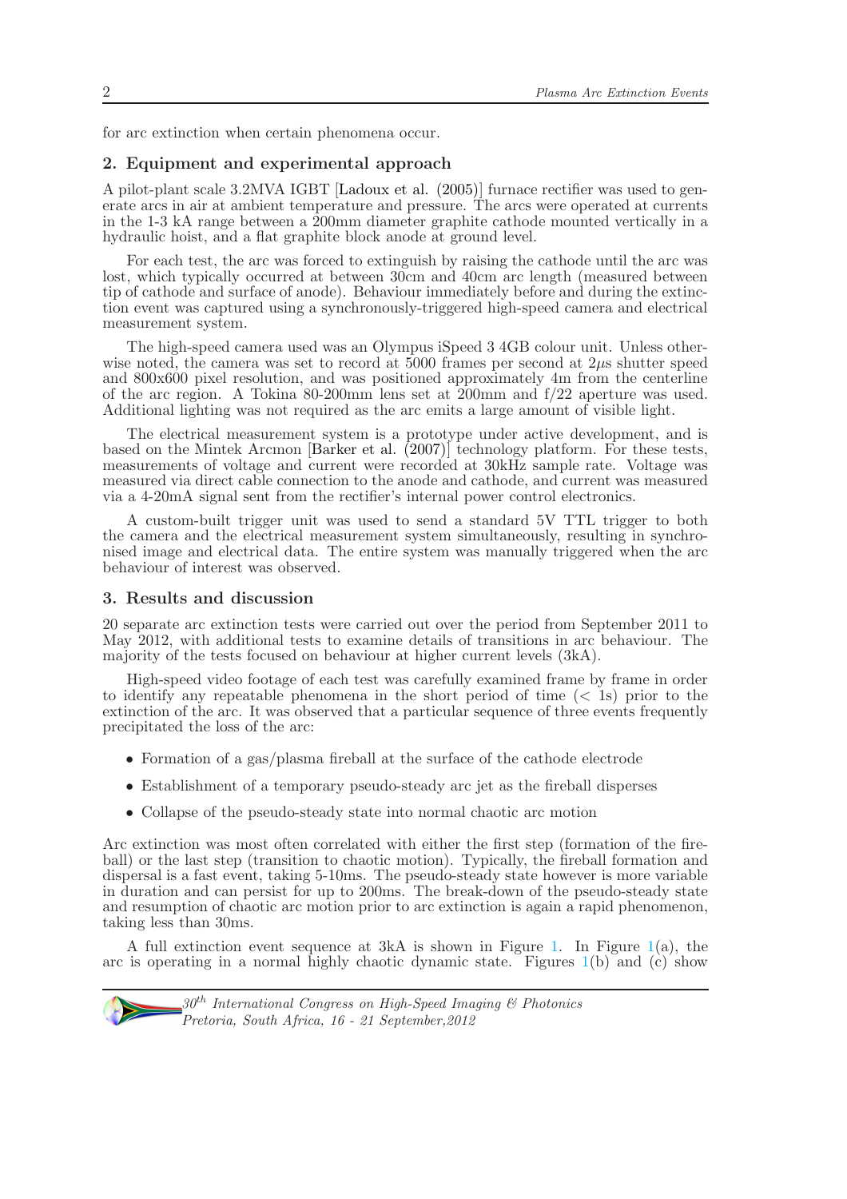for arc extinction when certain phenomena occur.

## 2. Equipment and experimental approach

A pilot-plant scale 3.2MVA IGBT [Ladoux et al. (2005)] furnace rectifier was used to generate arcs in air at ambient temperature and pressure. The arcs were operated at currents in the 1-3 kA range between a 200mm diameter graphite cathode mounted vertically in a hydraulic hoist, and a flat graphite block anode at ground level.

For each test, the arc was forced to extinguish by raising the cathode until the arc was lost, which typically occurred at between 30cm and 40cm arc length (measured between tip of cathode and surface of anode). Behaviour immediately before and during the extinction event was captured using a synchronously-triggered high-speed camera and electrical measurement system.

The high-speed camera used was an Olympus iSpeed 3 4GB colour unit. Unless otherwise noted, the camera was set to record at 5000 frames per second at 2$\mu$s shutter speed and 800x600 pixel resolution, and was positioned approximately 4m from the centerline of the arc region. A Tokina 80-200mm lens set at 200mm and f/22 aperture was used. Additional lighting was not required as the arc emits a large amount of visible light.

The electrical measurement system is a prototype under active development, and is based on the Mintek Arcmon [Barker et al. (2007)] technology platform. For these tests, measurements of voltage and current were recorded at 30kHz sample rate. Voltage was measured via direct cable connection to the anode and cathode, and current was measured via a 4-20mA signal sent from the rectifier's internal power control electronics.

A custom-built trigger unit was used to send a standard 5V TTL trigger to both the camera and the electrical measurement system simultaneously, resulting in synchronised image and electrical data. The entire system was manually triggered when the arc behaviour of interest was observed.

## 3. Results and discussion

20 separate arc extinction tests were carried out over the period from September 2011 to May 2012, with additional tests to examine details of transitions in arc behaviour. The majority of the tests focused on behaviour at higher current levels (3kA).

High-speed video footage of each test was carefully examined frame by frame in order to identify any repeatable phenomena in the short period of time ($<$ 1s) prior to the extinction of the arc. It was observed that a particular sequence of three events frequently precipitated the loss of the arc:

- Formation of a gas/plasma fireball at the surface of the cathode electrode
- Establishment of a temporary pseudo-steady arc jet as the fireball disperses
- Collapse of the pseudo-steady state into normal chaotic arc motion

Arc extinction was most often correlated with either the first step (formation of the fireball) or the last step (transition to chaotic motion). Typically, the fireball formation and dispersal is a fast event, taking 5-10ms. The pseudo-steady state however is more variable in duration and can persist for up to 200ms. The break-down of the pseudo-steady state and resumption of chaotic arc motion prior to arc extinction is again a rapid phenomenon, taking less than 30ms.

A full extinction event sequence at 3kA is shown in Figure 1. In Figure 1(a), the arc is operating in a normal highly chaotic dynamic state. Figures 1(b) and (c) show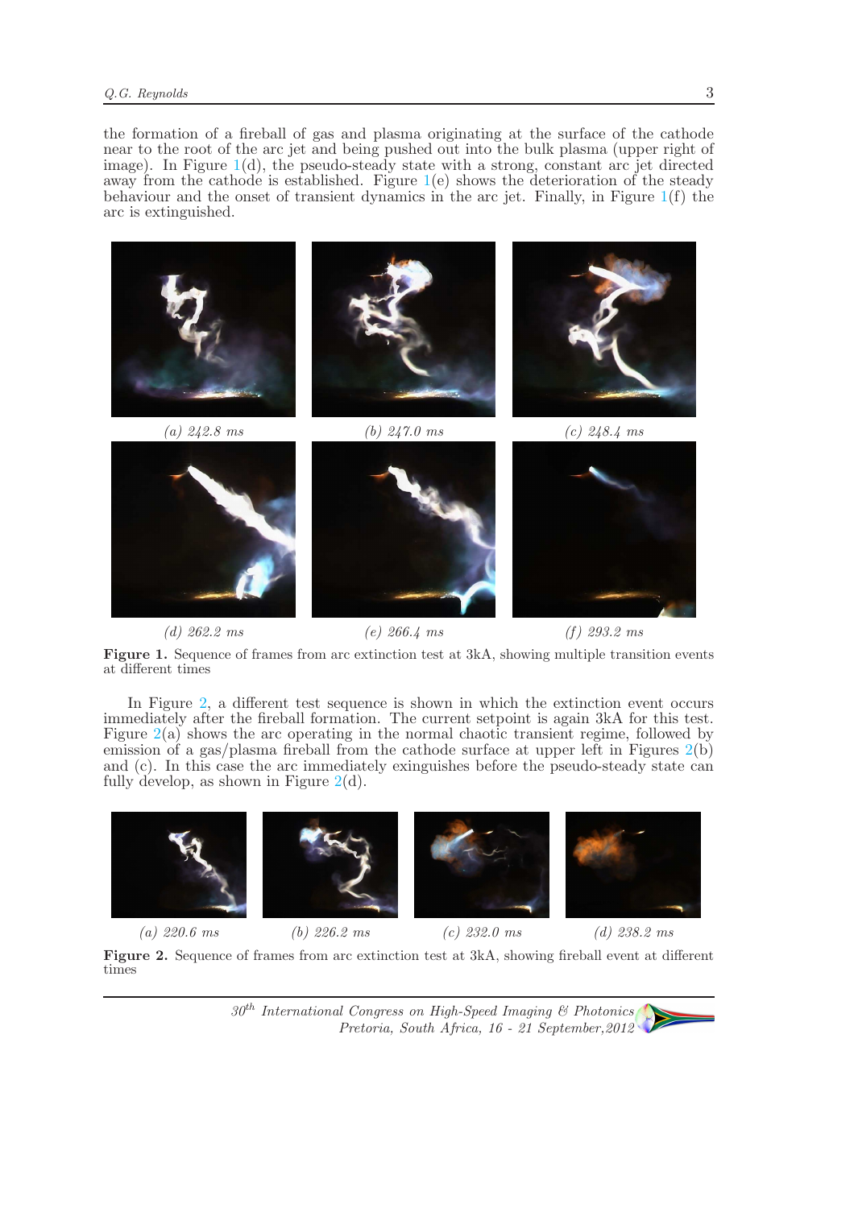the formation of a fireball of gas and plasma originating at the surface of the cathode near to the root of the arc jet and being pushed out into the bulk plasma (upper right of image). In Figure 1(d), the pseudo-steady state with a strong, constant arc jet directed away from the cathode is established. Figure 1(e) shows the deterioration of the steady behaviour and the onset of transient dynamics in the arc jet. Finally, in Figure 1(f) the arc is extinguished.

*(a) 242.8 ms* *(b) 247.0 ms* *(c) 248.4 ms*

*(d) 262.2 ms* *(e) 266.4 ms* *(f) 293.2 ms*

**Figure 1.** Sequence of frames from arc extinction test at 3kA, showing multiple transition events at different times

In Figure 2, a different test sequence is shown in which the extinction event occurs immediately after the fireball formation. The current setpoint is again 3kA for this test. Figure 2(a) shows the arc operating in the normal chaotic transient regime, followed by emission of a gas/plasma fireball from the cathode surface at upper left in Figures 2(b) and (c). In this case the arc immediately exinguishes before the pseudo-steady state can fully develop, as shown in Figure 2(d).

*(a) 220.6 ms* *(b) 226.2 ms* *(c) 232.0 ms* *(d) 238.2 ms*

**Figure 2.** Sequence of frames from arc extinction test at 3kA, showing fireball event at different times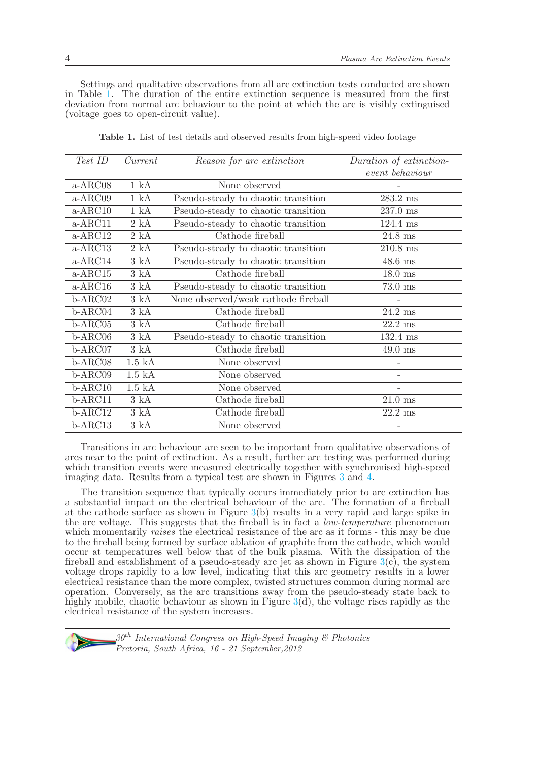Settings and qualitative observations from all arc extinction tests conducted are shown in Table 1. The duration of the entire extinction sequence is measured from the first deviation from normal arc behaviour to the point at which the arc is visibly extinguised (voltage goes to open-circuit value).

**Table 1.** List of test details and observed results from high-speed video footage

| *Test ID* | *Current* | *Reason for arc extinction* | *Duration of extinction-event behaviour* |
|---|---|---|---|
| a-ARC08 | 1 kA | None observed | - |
| a-ARC09 | 1 kA | Pseudo-steady to chaotic transition | 283.2 ms |
| a-ARC10 | 1 kA | Pseudo-steady to chaotic transition | 237.0 ms |
| a-ARC11 | 2 kA | Pseudo-steady to chaotic transition | 124.4 ms |
| a-ARC12 | 2 kA | Cathode fireball | 24.8 ms |
| a-ARC13 | 2 kA | Pseudo-steady to chaotic transition | 210.8 ms |
| a-ARC14 | 3 kA | Pseudo-steady to chaotic transition | 48.6 ms |
| a-ARC15 | 3 kA | Cathode fireball | 18.0 ms |
| a-ARC16 | 3 kA | Pseudo-steady to chaotic transition | 73.0 ms |
| b-ARC02 | 3 kA | None observed/weak cathode fireball | - |
| b-ARC04 | 3 kA | Cathode fireball | 24.2 ms |
| b-ARC05 | 3 kA | Cathode fireball | 22.2 ms |
| b-ARC06 | 3 kA | Pseudo-steady to chaotic transition | 132.4 ms |
| b-ARC07 | 3 kA | Cathode fireball | 49.0 ms |
| b-ARC08 | 1.5 kA | None observed | - |
| b-ARC09 | 1.5 kA | None observed | - |
| b-ARC10 | 1.5 kA | None observed | - |
| b-ARC11 | 3 kA | Cathode fireball | 21.0 ms |
| b-ARC12 | 3 kA | Cathode fireball | 22.2 ms |
| b-ARC13 | 3 kA | None observed | - |

Transitions in arc behaviour are seen to be important from qualitative observations of arcs near to the point of extinction. As a result, further arc testing was performed during which transition events were measured electrically together with synchronised high-speed imaging data. Results from a typical test are shown in Figures 3 and 4.

The transition sequence that typically occurs immediately prior to arc extinction has a substantial impact on the electrical behaviour of the arc. The formation of a fireball at the cathode surface as shown in Figure 3(b) results in a very rapid and large spike in the arc voltage. This suggests that the fireball is in fact a *low-temperature* phenomenon which momentarily *raises* the electrical resistance of the arc as it forms - this may be due to the fireball being formed by surface ablation of graphite from the cathode, which would occur at temperatures well below that of the bulk plasma. With the dissipation of the fireball and establishment of a pseudo-steady arc jet as shown in Figure 3(c), the system voltage drops rapidly to a low level, indicating that this arc geometry results in a lower electrical resistance than the more complex, twisted structures common during normal arc operation. Conversely, as the arc transitions away from the pseudo-steady state back to highly mobile, chaotic behaviour as shown in Figure 3(d), the voltage rises rapidly as the electrical resistance of the system increases.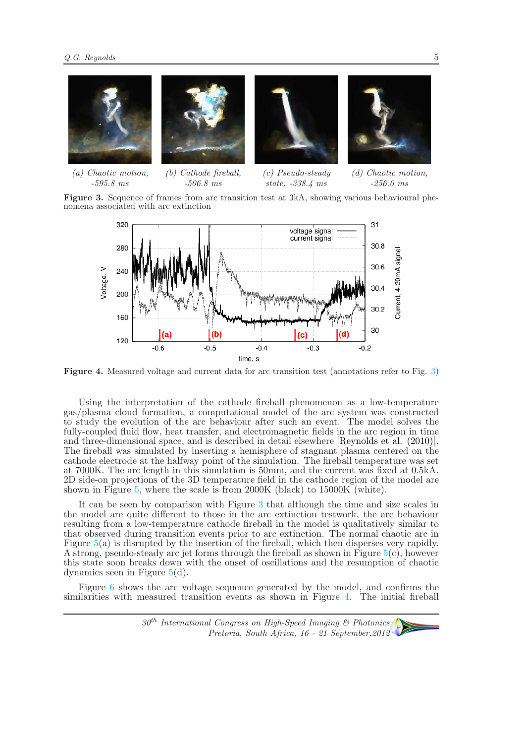(a) Chaotic motion, -595.8 ms

(b) Cathode fireball, -506.8 ms

(c) Pseudo-steady state, -338.4 ms

(d) Chaotic motion, -256.0 ms

**Figure 3.** Sequence of frames from arc transition test at 3kA, showing various behavioural phenomena associated with arc extinction

**Figure 4.** Measured voltage and current data for arc transition test (annotations refer to Fig. 3)

Using the interpretation of the cathode fireball phenomenon as a low-temperature gas/plasma cloud formation, a computational model of the arc system was constructed to study the evolution of the arc behaviour after such an event. The model solves the fully-coupled fluid flow, heat transfer, and electromagnetic fields in the arc region in time and three-dimensional space, and is described in detail elsewhere [Reynolds et al. (2010)]. The fireball was simulated by inserting a hemisphere of stagnant plasma centered on the cathode electrode at the halfway point of the simulation. The fireball temperature was set at 7000K. The arc length in this simulation is 50mm, and the current was fixed at 0.5kA. 2D side-on projections of the 3D temperature field in the cathode region of the model are shown in Figure 5, where the scale is from 2000K (black) to 15000K (white).

It can be seen by comparison with Figure 3 that although the time and size scales in the model are quite different to those in the arc extinction testwork, the arc behaviour resulting from a low-temperature cathode fireball in the model is qualitatively similar to that observed during transition events prior to arc extinction. The normal chaotic arc in Figure 5(a) is disrupted by the insertion of the fireball, which then disperses very rapidly. A strong, pseudo-steady arc jet forms through the fireball as shown in Figure 5(c), however this state soon breaks down with the onset of oscillations and the resumption of chaotic dynamics seen in Figure 5(d).

Figure 6 shows the arc voltage sequence generated by the model, and confirms the similarities with measured transition events as shown in Figure 4. The initial fireball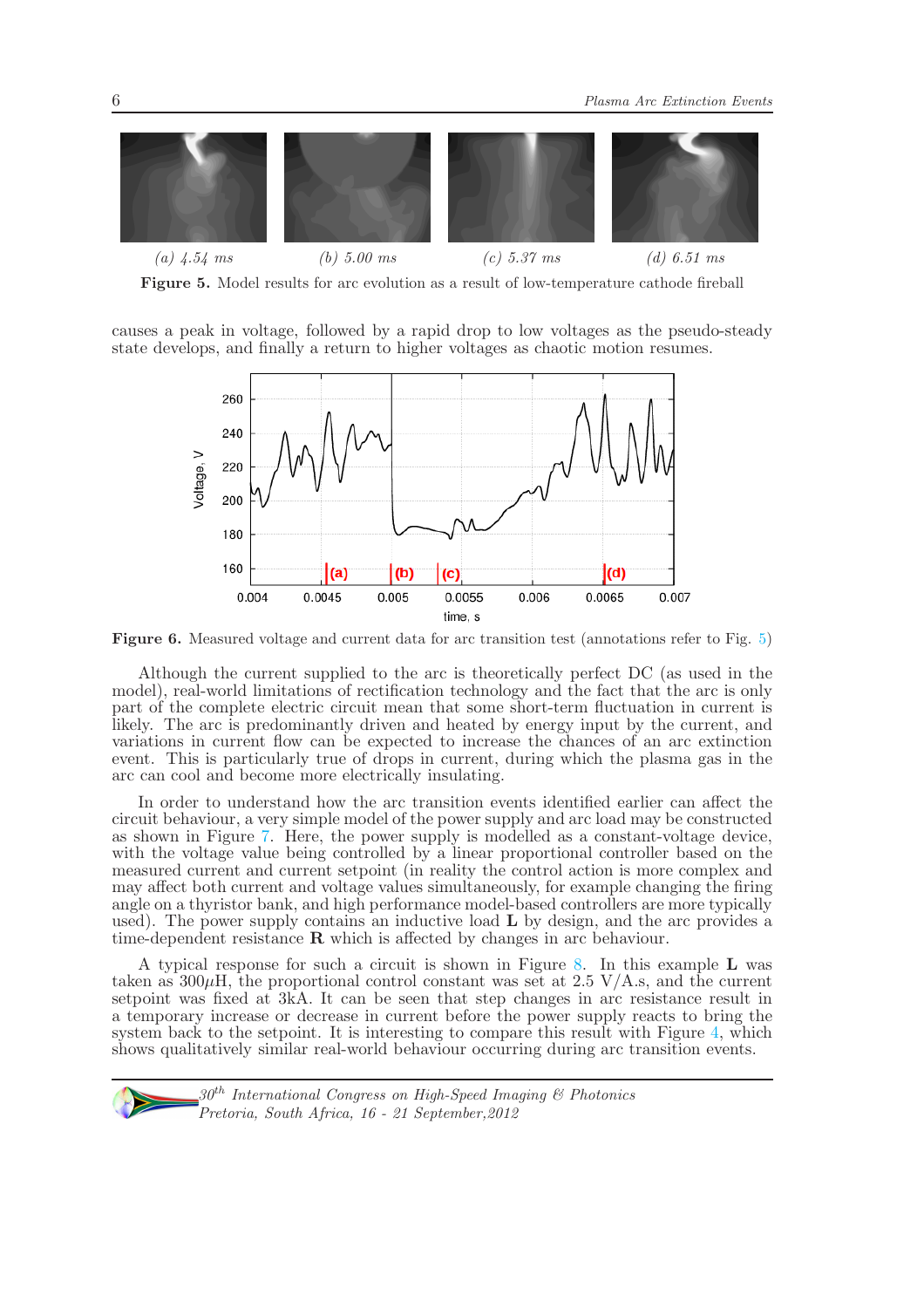(a) *4.54 ms* (b) *5.00 ms* (c) *5.37 ms* (d) *6.51 ms*

**Figure 5.** Model results for arc evolution as a result of low-temperature cathode fireball

causes a peak in voltage, followed by a rapid drop to low voltages as the pseudo-steady state develops, and finally a return to higher voltages as chaotic motion resumes.

**Figure 6.** Measured voltage and current data for arc transition test (annotations refer to Fig. 5)

Although the current supplied to the arc is theoretically perfect DC (as used in the model), real-world limitations of rectification technology and the fact that the arc is only part of the complete electric circuit mean that some short-term fluctuation in current is likely. The arc is predominantly driven and heated by energy input by the current, and variations in current flow can be expected to increase the chances of an arc extinction event. This is particularly true of drops in current, during which the plasma gas in the arc can cool and become more electrically insulating.

In order to understand how the arc transition events identified earlier can affect the circuit behaviour, a very simple model of the power supply and arc load may be constructed as shown in Figure 7. Here, the power supply is modelled as a constant-voltage device, with the voltage value being controlled by a linear proportional controller based on the measured current and current setpoint (in reality the control action is more complex and may affect both current and voltage values simultaneously, for example changing the firing angle on a thyristor bank, and high performance model-based controllers are more typically used). The power supply contains an inductive load **L** by design, and the arc provides a time-dependent resistance **R** which is affected by changes in arc behaviour.

A typical response for such a circuit is shown in Figure 8. In this example **L** was taken as 300$\mu$H, the proportional control constant was set at 2.5 V/A.s, and the current setpoint was fixed at 3kA. It can be seen that step changes in arc resistance result in a temporary increase or decrease in current before the power supply reacts to bring the system back to the setpoint. It is interesting to compare this result with Figure 4, which shows qualitatively similar real-world behaviour occurring during arc transition events.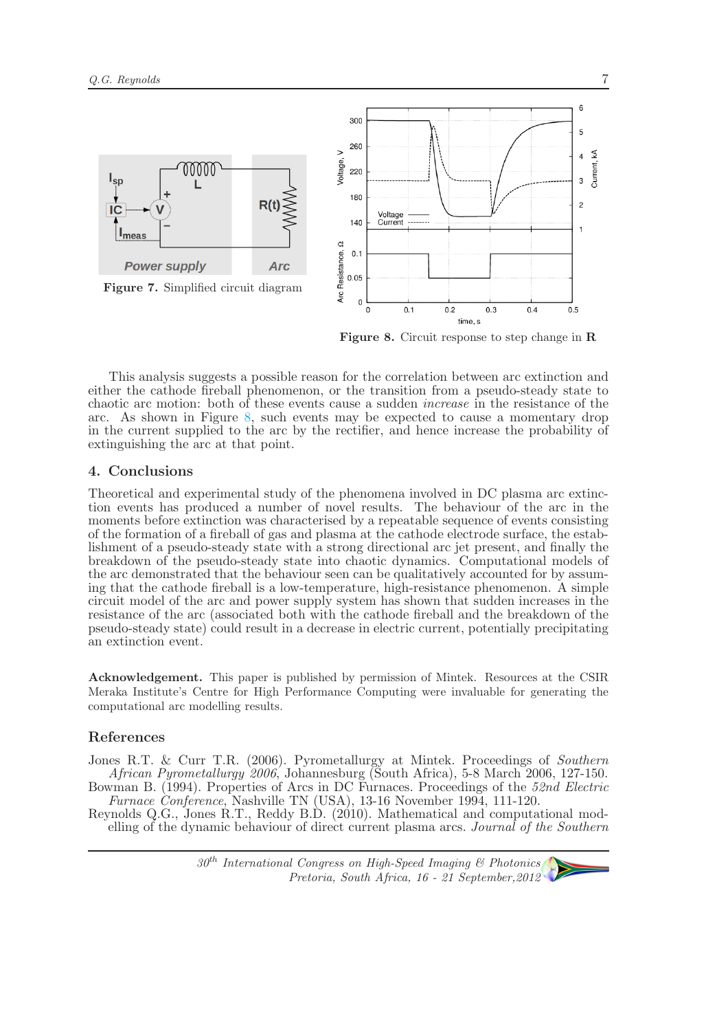Figure 7. Simplified circuit diagram

Figure 8. Circuit response to step change in **R**

This analysis suggests a possible reason for the correlation between arc extinction and either the cathode fireball phenomenon, or the transition from a pseudo-steady state to chaotic arc motion: both of these events cause a sudden *increase* in the resistance of the arc. As shown in Figure 8, such events may be expected to cause a momentary drop in the current supplied to the arc by the rectifier, and hence increase the probability of extinguishing the arc at that point.

## 4. Conclusions

Theoretical and experimental study of the phenomena involved in DC plasma arc extinction events has produced a number of novel results. The behaviour of the arc in the moments before extinction was characterised by a repeatable sequence of events consisting of the formation of a fireball of gas and plasma at the cathode electrode surface, the establishment of a pseudo-steady state with a strong directional arc jet present, and finally the breakdown of the pseudo-steady state into chaotic dynamics. Computational models of the arc demonstrated that the behaviour seen can be qualitatively accounted for by assuming that the cathode fireball is a low-temperature, high-resistance phenomenon. A simple circuit model of the arc and power supply system has shown that sudden increases in the resistance of the arc (associated both with the cathode fireball and the breakdown of the pseudo-steady state) could result in a decrease in electric current, potentially precipitating an extinction event.

**Acknowledgement.** This paper is published by permission of Mintek. Resources at the CSIR Meraka Institute's Centre for High Performance Computing were invaluable for generating the computational arc modelling results.

## References

Jones R.T. & Curr T.R. (2006). Pyrometallurgy at Mintek. Proceedings of *Southern African Pyrometallurgy 2006*, Johannesburg (South Africa), 5-8 March 2006, 127-150.

Bowman B. (1994). Properties of Arcs in DC Furnaces. Proceedings of the *52nd Electric Furnace Conference*, Nashville TN (USA), 13-16 November 1994, 111-120.

Reynolds Q.G., Jones R.T., Reddy B.D. (2010). Mathematical and computational modelling of the dynamic behaviour of direct current plasma arcs. *Journal of the Southern*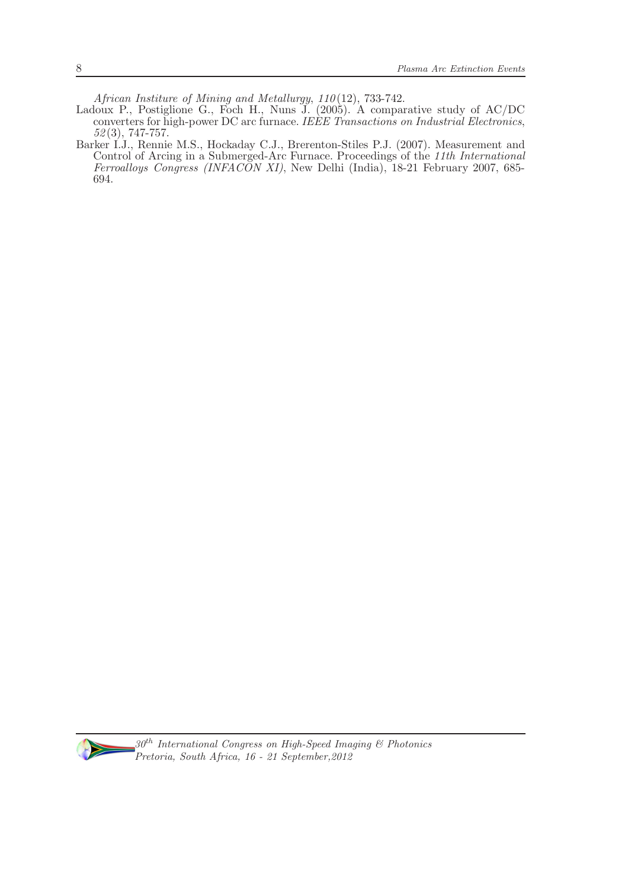*African Institute of Mining and Metallurgy*, *110*(12), 733-742.

Ladoux P., Postiglione G., Foch H., Nuns J. (2005). A comparative study of AC/DC converters for high-power DC arc furnace. *IEEE Transactions on Industrial Electronics*, *52*(3), 747-757.

Barker I.J., Rennie M.S., Hockaday C.J., Brerenton-Stiles P.J. (2007). Measurement and Control of Arcing in a Submerged-Arc Furnace. Proceedings of the *11th International Ferroalloys Congress (INFACON XI)*, New Delhi (India), 18-21 February 2007, 685-694.